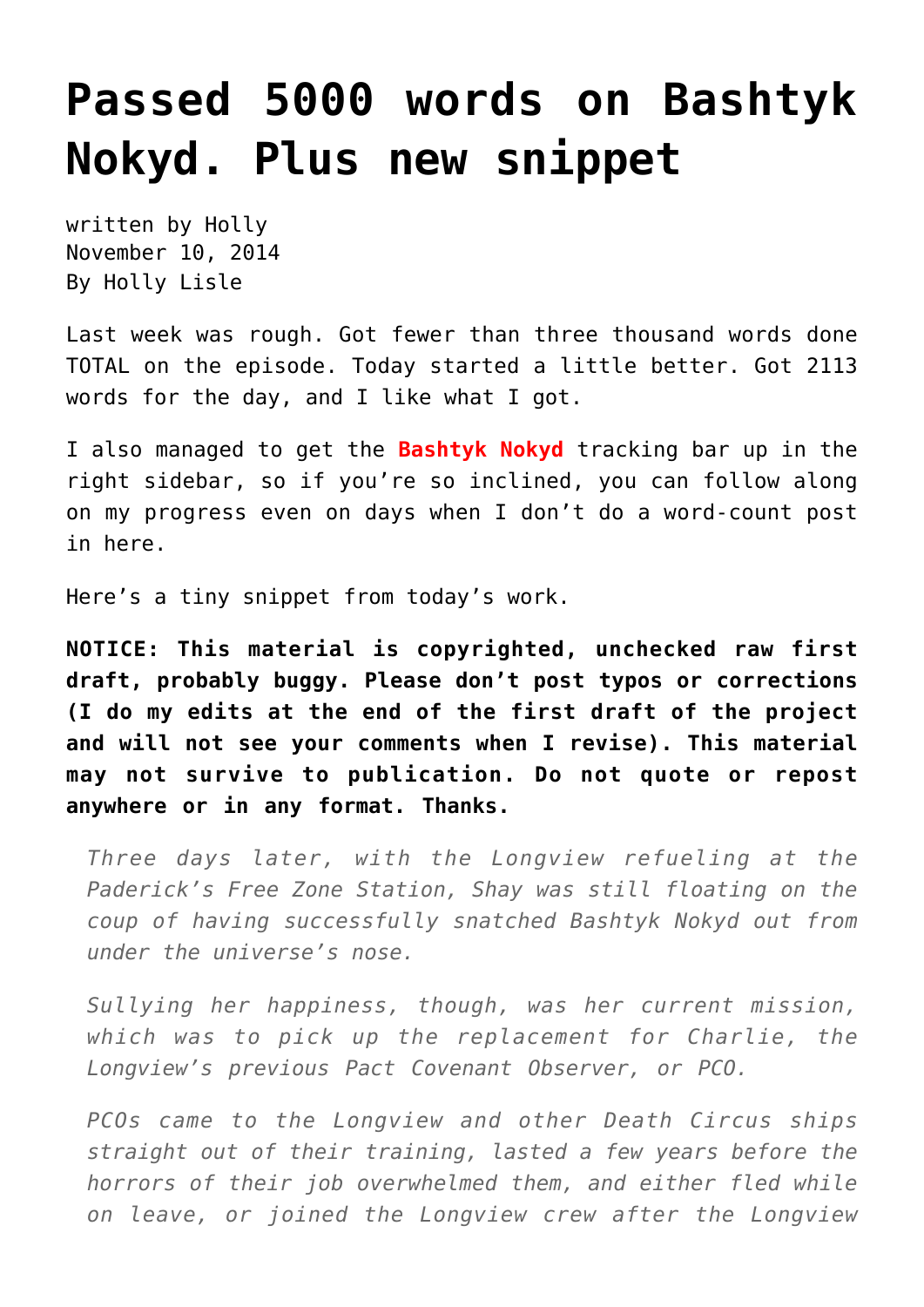# Passed 5000 words on Bashtyk Nokyd. Plus new snippet

written by Holly
November 10, 2014
By Holly Lisle

Last week was rough. Got fewer than three thousand words done TOTAL on the episode. Today started a little better. Got 2113 words for the day, and I like what I got.

I also managed to get the **Bashtyk Nokyd** tracking bar up in the right sidebar, so if you're so inclined, you can follow along on my progress even on days when I don't do a word-count post in here.

Here's a tiny snippet from today's work.

**NOTICE: This material is copyrighted, unchecked raw first draft, probably buggy. Please don't post typos or corrections (I do my edits at the end of the first draft of the project and will not see your comments when I revise). This material may not survive to publication. Do not quote or repost anywhere or in any format. Thanks.**

> *Three days later, with the Longview refueling at the Paderick's Free Zone Station, Shay was still floating on the coup of having successfully snatched Bashtyk Nokyd out from under the universe's nose.*
>
> *Sullying her happiness, though, was her current mission, which was to pick up the replacement for Charlie, the Longview's previous Pact Covenant Observer, or PCO.*
>
> *PCOs came to the Longview and other Death Circus ships straight out of their training, lasted a few years before the horrors of their job overwhelmed them, and either fled while on leave, or joined the Longview crew after the Longview*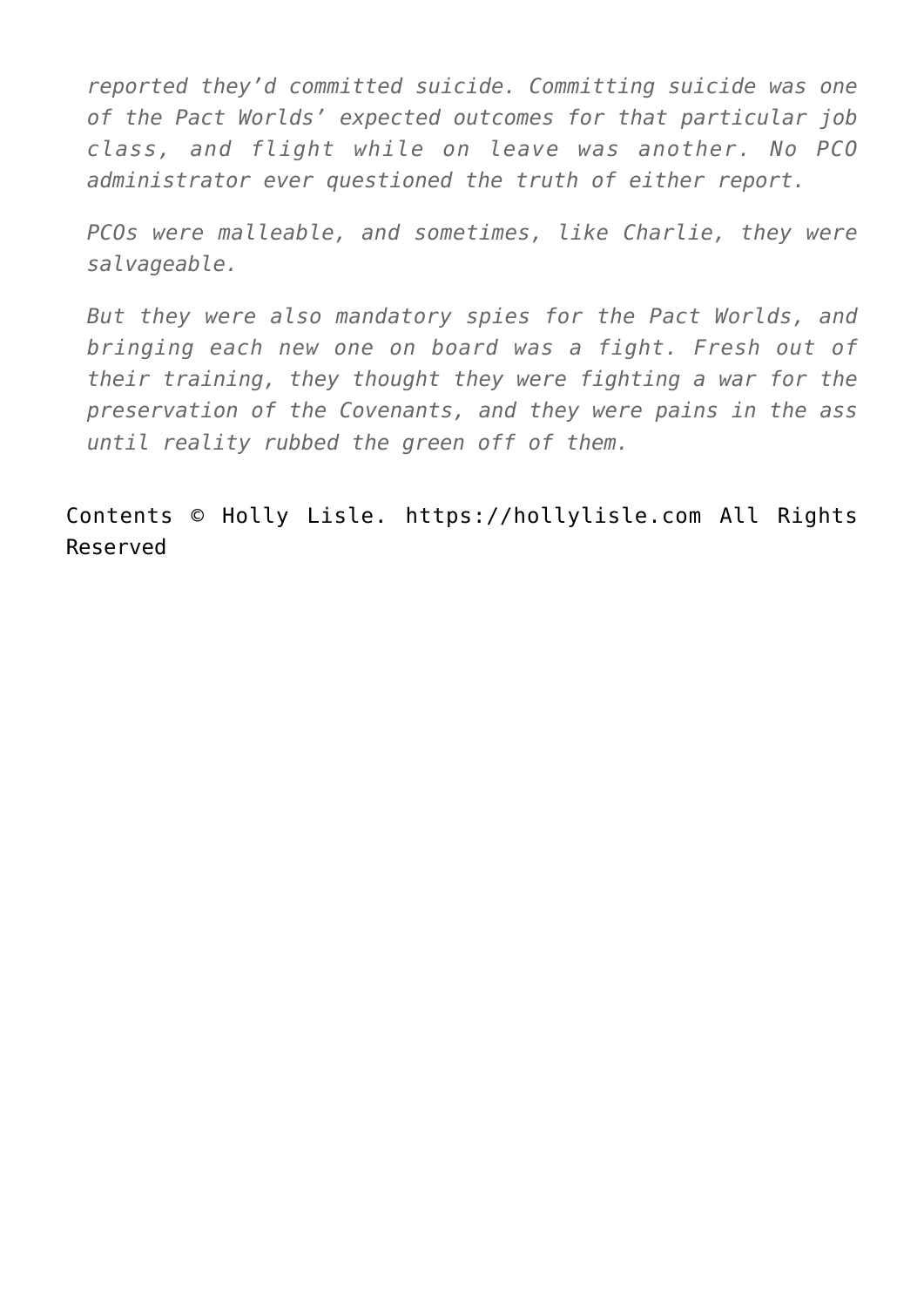*reported they'd committed suicide. Committing suicide was one of the Pact Worlds' expected outcomes for that particular job class, and flight while on leave was another. No PCO administrator ever questioned the truth of either report.*

*PCOs were malleable, and sometimes, like Charlie, they were salvageable.*

*But they were also mandatory spies for the Pact Worlds, and bringing each new one on board was a fight. Fresh out of their training, they thought they were fighting a war for the preservation of the Covenants, and they were pains in the ass until reality rubbed the green off of them.*

Contents © Holly Lisle. https://hollylisle.com All Rights Reserved